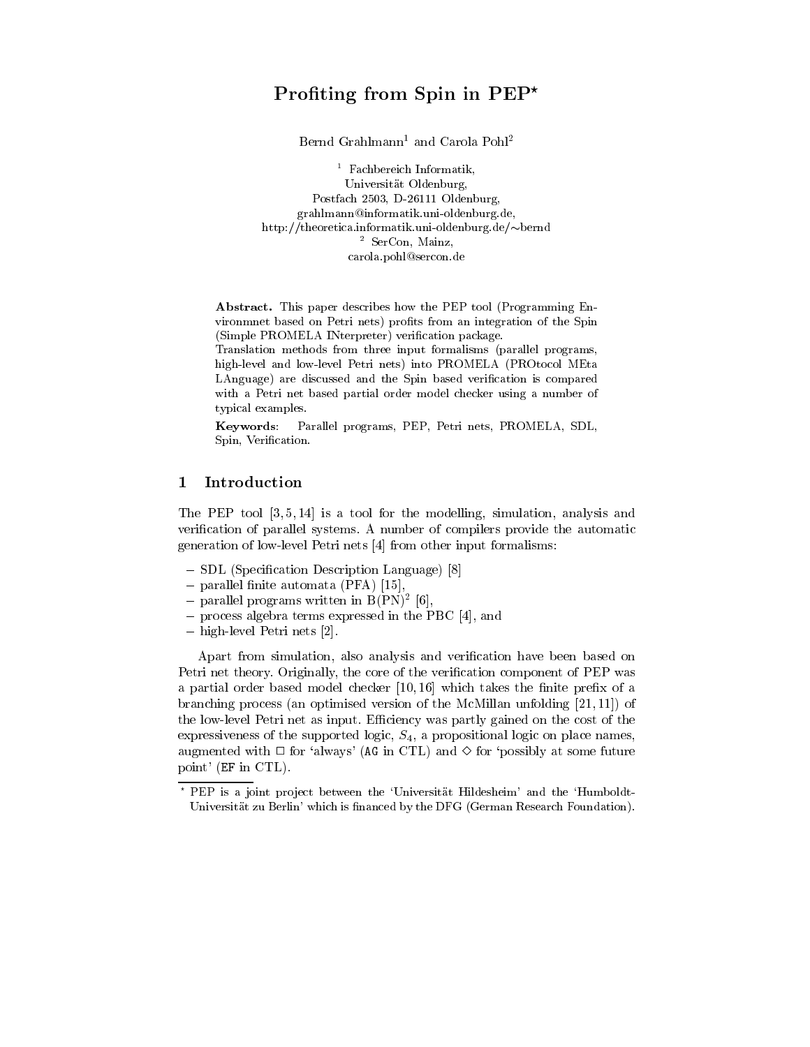# Profiting from Spin in PEP*

Bernd Grahlmann[1] and Carola Pohl[2]

[1] Fachbereich Informatik,
Universität Oldenburg,
Postfach 2503, D-26111 Oldenburg,
grahlmann@informatik.uni-oldenburg.de,
http://theoretica.informatik.uni-oldenburg.de/~bernd

[2] SerCon, Mainz,
carola.pohl@sercon.de

**Abstract.** This paper describes how the PEP tool (Programming Environmnet based on Petri nets) profits from an integration of the Spin (Simple PROMELA INterpreter) verification package.
Translation methods from three input formalisms (parallel programs, high-level and low-level Petri nets) into PROMELA (PROtocol MEta LAnguage) are discussed and the Spin based verification is compared with a Petri net based partial order model checker using a number of typical examples.

**Keywords**: Parallel programs, PEP, Petri nets, PROMELA, SDL, Spin, Verification.

## 1 Introduction

The PEP tool [3, 5, 14] is a tool for the modelling, simulation, analysis and verification of parallel systems. A number of compilers provide the automatic generation of low-level Petri nets [4] from other input formalisms:

- SDL (Specification Description Language) [8]
- parallel finite automata (PFA) [15],
- parallel programs written in B(PN)$^2$ [6],
- process algebra terms expressed in the PBC [4], and
- high-level Petri nets [2].

Apart from simulation, also analysis and verification have been based on Petri net theory. Originally, the core of the verification component of PEP was a partial order based model checker [10, 16] which takes the finite prefix of a branching process (an optimised version of the McMillan unfolding [21, 11]) of the low-level Petri net as input. Efficiency was partly gained on the cost of the expressiveness of the supported logic, $S_4$, a propositional logic on place names, augmented with $\Box$ for 'always' (AG in CTL) and $\Diamond$ for 'possibly at some future point' (EF in CTL).

* PEP is a joint project between the 'Universität Hildesheim' and the 'Humboldt-Universität zu Berlin' which is financed by the DFG (German Research Foundation).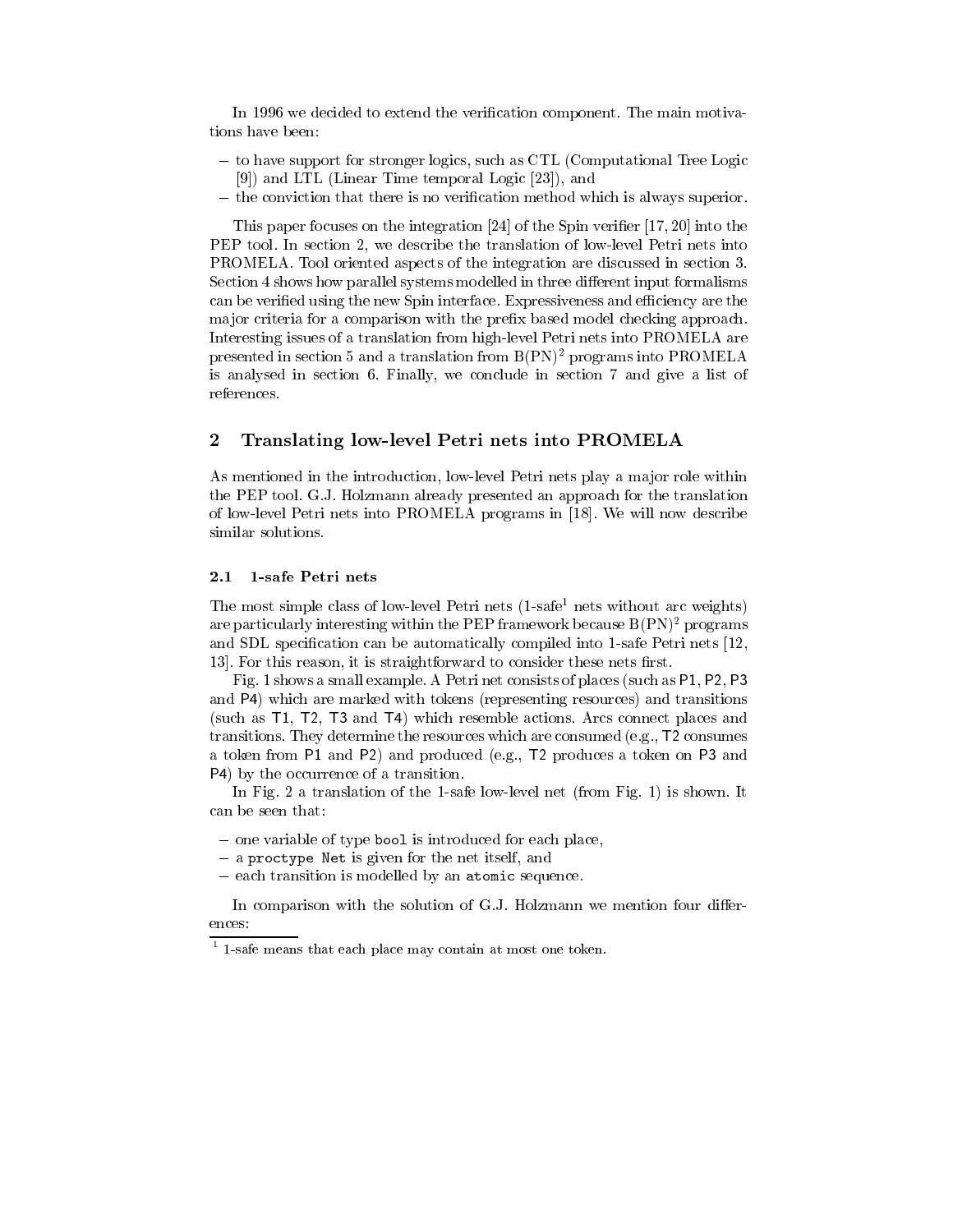In 1996 we decided to extend the verification component. The main motivations have been:

- to have support for stronger logics, such as CTL (Computational Tree Logic [9]) and LTL (Linear Time temporal Logic [23]), and
- the conviction that there is no verification method which is always superior.

This paper focuses on the integration [24] of the Spin verifier [17, 20] into the PEP tool. In section 2, we describe the translation of low-level Petri nets into PROMELA. Tool oriented aspects of the integration are discussed in section 3. Section 4 shows how parallel systems modelled in three different input formalisms can be verified using the new Spin interface. Expressiveness and efficiency are the major criteria for a comparison with the prefix based model checking approach. Interesting issues of a translation from high-level Petri nets into PROMELA are presented in section 5 and a translation from $B(PN)^2$ programs into PROMELA is analysed in section 6. Finally, we conclude in section 7 and give a list of references.

## 2 Translating low-level Petri nets into PROMELA

As mentioned in the introduction, low-level Petri nets play a major role within the PEP tool. G.J. Holzmann already presented an approach for the translation of low-level Petri nets into PROMELA programs in [18]. We will now describe similar solutions.

### 2.1 1-safe Petri nets

The most simple class of low-level Petri nets (1-safe[1] nets without arc weights) are particularly interesting within the PEP framework because $B(PN)^2$ programs and SDL specification can be automatically compiled into 1-safe Petri nets [12, 13]. For this reason, it is straightforward to consider these nets first.

Fig. 1 shows a small example. A Petri net consists of places (such as P1, P2, P3 and P4) which are marked with tokens (representing resources) and transitions (such as T1, T2, T3 and T4) which resemble actions. Arcs connect places and transitions. They determine the resources which are consumed (e.g., T2 consumes a token from P1 and P2) and produced (e.g., T2 produces a token on P3 and P4) by the occurrence of a transition.

In Fig. 2 a translation of the 1-safe low-level net (from Fig. 1) is shown. It can be seen that:

- one variable of type `bool` is introduced for each place,
- a `proctype Net` is given for the net itself, and
- each transition is modelled by an `atomic` sequence.

In comparison with the solution of G.J. Holzmann we mention four differences:

[1] 1-safe means that each place may contain at most one token.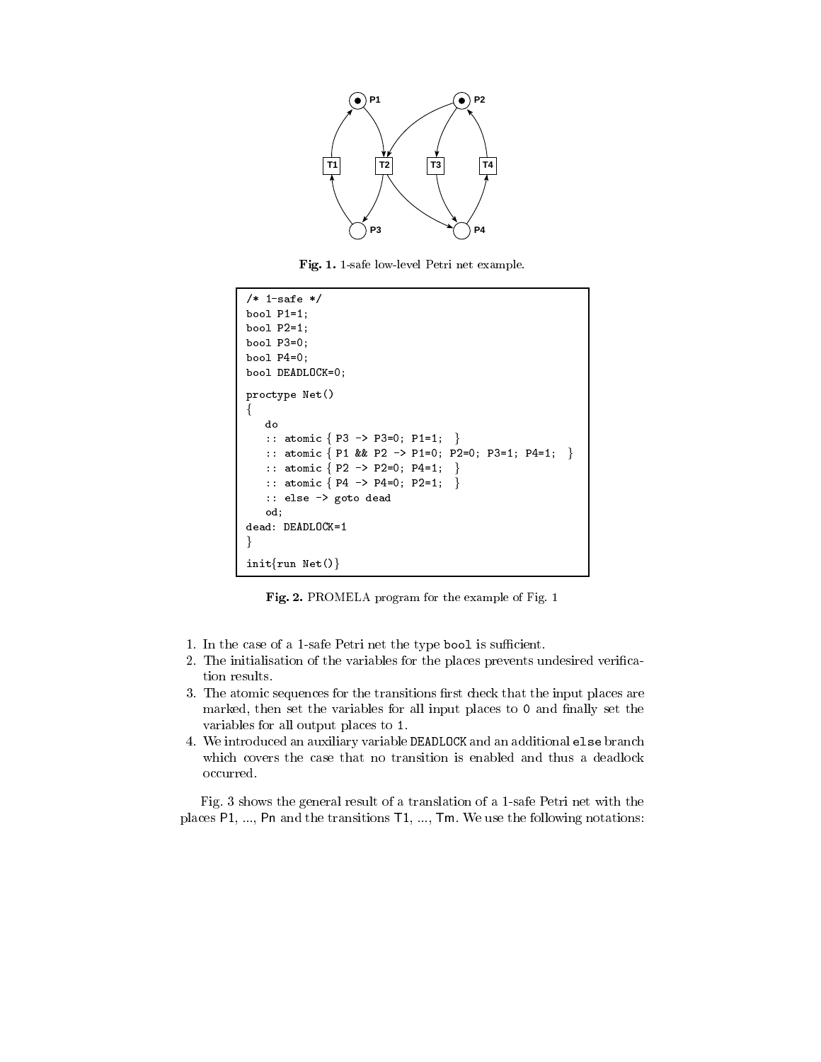**Fig. 1.** 1-safe low-level Petri net example.

```
/* 1-safe */
bool P1=1;
bool P2=1;
bool P3=0;
bool P4=0;
bool DEADLOCK=0;

proctype Net()
{
   do
   :: atomic { P3 -> P3=0; P1=1;  }
   :: atomic { P1 && P2 -> P1=0; P2=0; P3=1; P4=1;  }
   :: atomic { P2 -> P2=0; P4=1;  }
   :: atomic { P4 -> P4=0; P2=1;  }
   :: else -> goto dead
   od;
dead: DEADLOCK=1
}

init{run Net()}
```

**Fig. 2.** PROMELA program for the example of Fig. 1

1. In the case of a 1-safe Petri net the type `bool` is sufficient.
2. The initialisation of the variables for the places prevents undesired verification results.
3. The atomic sequences for the transitions first check that the input places are marked, then set the variables for all input places to `0` and finally set the variables for all output places to `1`.
4. We introduced an auxiliary variable `DEADLOCK` and an additional `else` branch which covers the case that no transition is enabled and thus a deadlock occurred.

Fig. 3 shows the general result of a translation of a 1-safe Petri net with the places P1, ..., Pn and the transitions T1, ..., Tm. We use the following notations: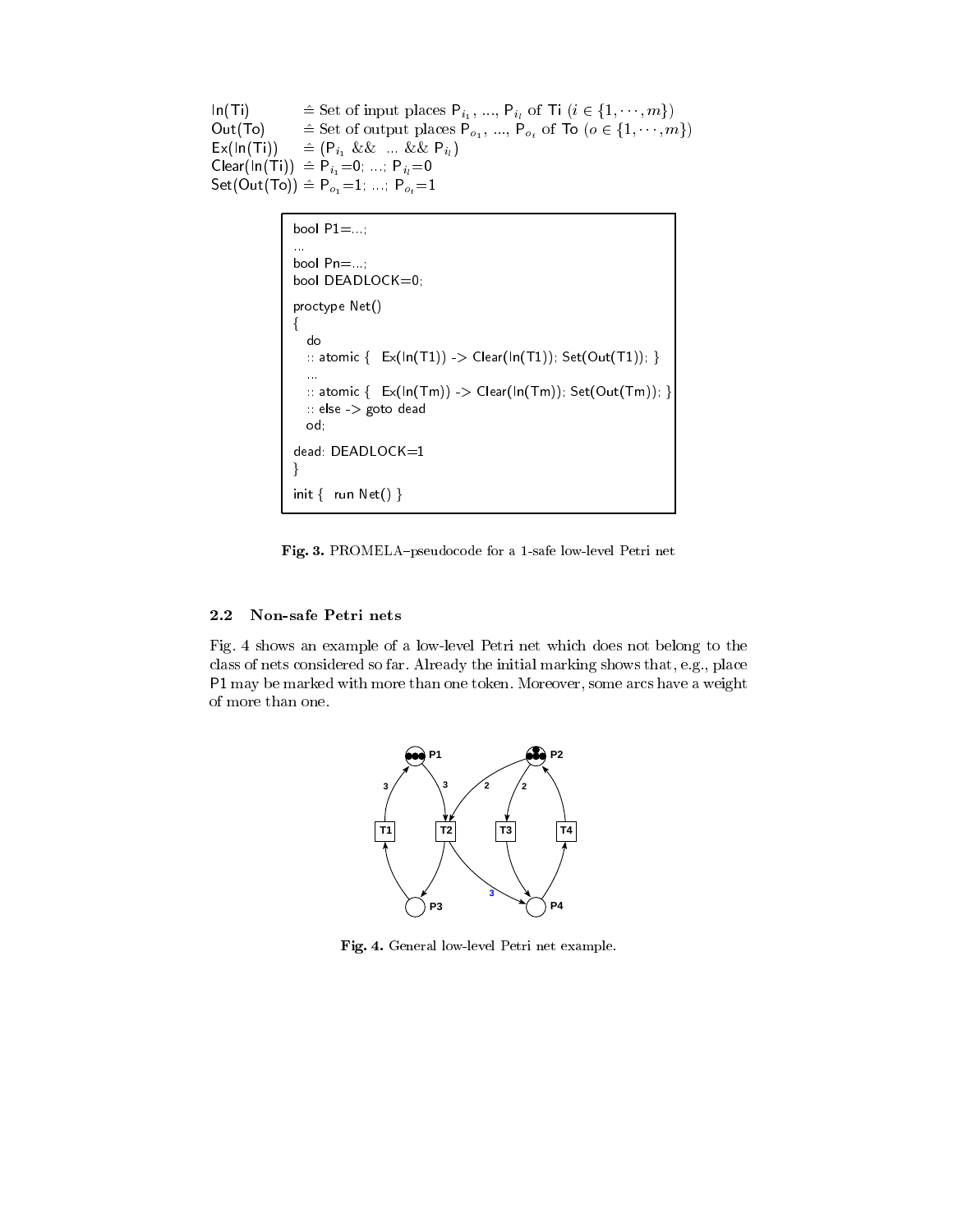In(Ti) $\hat{=}$ Set of input places $\mathsf{P}_{i_1}$, ..., $\mathsf{P}_{i_l}$ of Ti ($i \in \{1, \cdots, m\}$)
Out(To) $\hat{=}$ Set of output places $\mathsf{P}_{o_1}$, ..., $\mathsf{P}_{o_t}$ of To ($o \in \{1, \cdots, m\}$)
Ex(In(Ti)) $\hat{=}$ ($\mathsf{P}_{i_1}$ && ... && $\mathsf{P}_{i_l}$)
Clear(In(Ti)) $\hat{=}$ $\mathsf{P}_{i_1}$=0; ...; $\mathsf{P}_{i_l}$=0
Set(Out(To)) $\hat{=}$ $\mathsf{P}_{o_1}$=1; ...; $\mathsf{P}_{o_t}$=1

```
bool P1=...;
...
bool Pn=...;
bool DEADLOCK=0;

proctype Net()
{
   do
   :: atomic {  Ex(In(T1)) -> Clear(In(T1)); Set(Out(T1)); }
   ...
   :: atomic {  Ex(In(Tm)) -> Clear(In(Tm)); Set(Out(Tm)); }
   :: else -> goto dead
   od;

dead: DEADLOCK=1
}

init {  run Net() }
```

**Fig. 3.** PROMELA–pseudocode for a 1-safe low-level Petri net

### 2.2 Non-safe Petri nets

Fig. 4 shows an example of a low-level Petri net which does not belong to the class of nets considered so far. Already the initial marking shows that, e.g., place P1 may be marked with more than one token. Moreover, some arcs have a weight of more than one.

**Fig. 4.** General low-level Petri net example.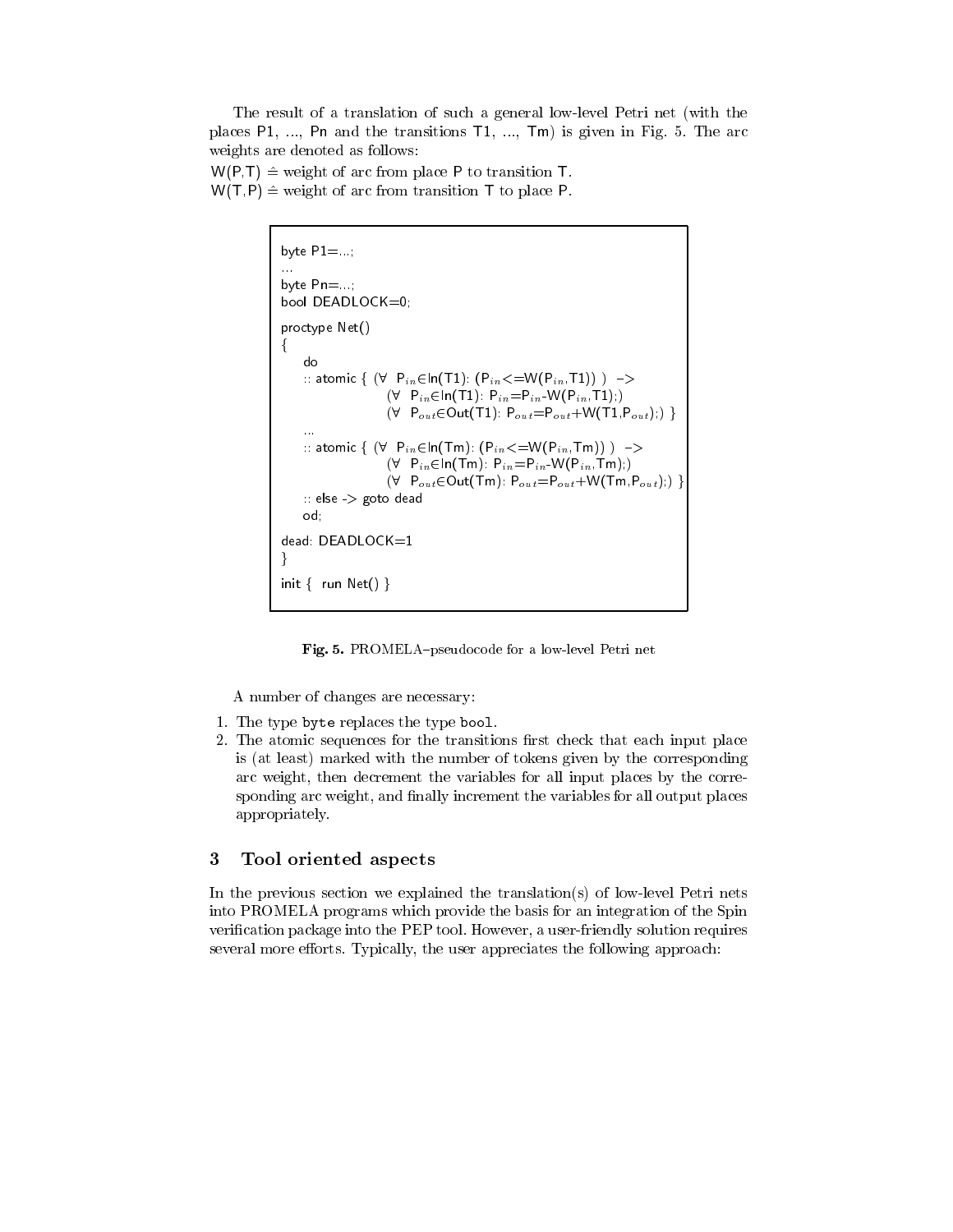The result of a translation of such a general low-level Petri net (with the places P1, ..., Pn and the transitions T1, ..., Tm) is given in Fig. 5. The arc weights are denoted as follows:

W(P,T) $\hat{=}$ weight of arc from place P to transition T.
W(T,P) $\hat{=}$ weight of arc from transition T to place P.

```
byte P1=...;
...
byte Pn=...;
bool DEADLOCK=0;

proctype Net()
{
    do
    :: atomic { (∀ P_in∈In(T1): (P_in<=W(P_in,T1)) )  ->
                    (∀ P_in∈In(T1): P_in=P_in-W(P_in,T1);)
                    (∀ P_out∈Out(T1): P_out=P_out+W(T1,P_out);) }
    ...
    :: atomic { (∀ P_in∈In(Tm): (P_in<=W(P_in,Tm)) )  ->
                    (∀ P_in∈In(Tm): P_in=P_in-W(P_in,Tm);)
                    (∀ P_out∈Out(Tm): P_out=P_out+W(Tm,P_out);) }
    :: else -> goto dead
    od;

dead: DEADLOCK=1
}

init {  run Net() }
```

**Fig. 5.** PROMELA–pseudocode for a low-level Petri net

A number of changes are necessary:

1. The type `byte` replaces the type `bool`.
2. The atomic sequences for the transitions first check that each input place is (at least) marked with the number of tokens given by the corresponding arc weight, then decrement the variables for all input places by the corresponding arc weight, and finally increment the variables for all output places appropriately.

## 3 Tool oriented aspects

In the previous section we explained the translation(s) of low-level Petri nets into PROMELA programs which provide the basis for an integration of the Spin verification package into the PEP tool. However, a user-friendly solution requires several more efforts. Typically, the user appreciates the following approach: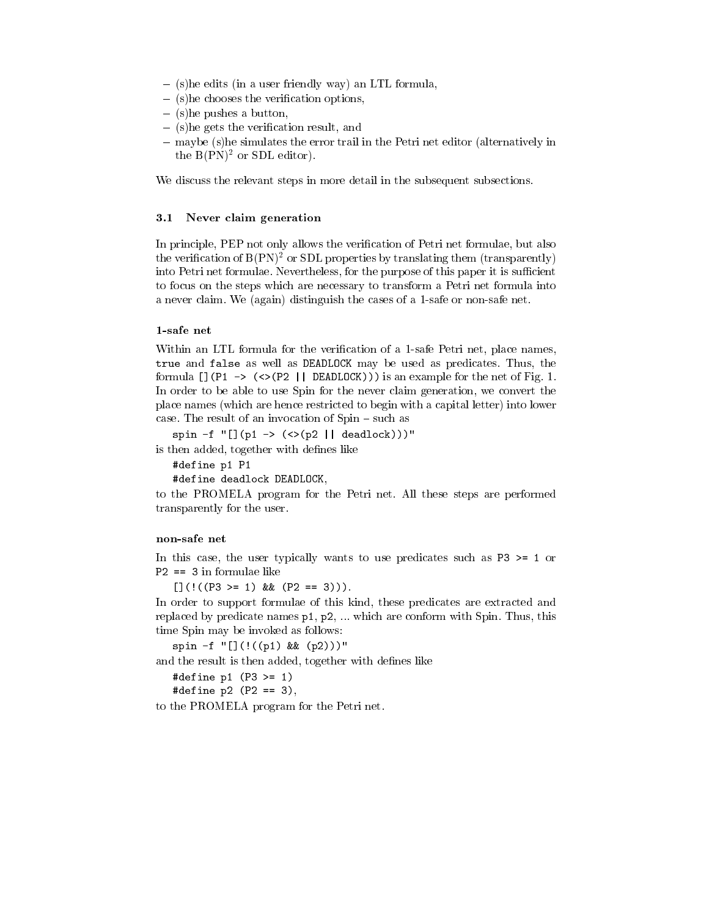- (s)he edits (in a user friendly way) an LTL formula,
- (s)he chooses the verification options,
- (s)he pushes a button,
- (s)he gets the verification result, and
- maybe (s)he simulates the error trail in the Petri net editor (alternatively in the $B(PN)^2$ or SDL editor).

We discuss the relevant steps in more detail in the subsequent subsections.

### 3.1 Never claim generation

In principle, PEP not only allows the verification of Petri net formulae, but also the verification of $B(PN)^2$ or SDL properties by translating them (transparently) into Petri net formulae. Nevertheless, for the purpose of this paper it is sufficient to focus on the steps which are necessary to transform a Petri net formula into a never claim. We (again) distinguish the cases of a 1-safe or non-safe net.

#### 1-safe net

Within an LTL formula for the verification of a 1-safe Petri net, place names, `true` and `false` as well as `DEADLOCK` may be used as predicates. Thus, the formula `[](P1 -> (<>(P2 || DEADLOCK)))` is an example for the net of Fig. 1. In order to be able to use Spin for the never claim generation, we convert the place names (which are hence restricted to begin with a capital letter) into lower case. The result of an invocation of Spin – such as

```
spin -f "[](p1 -> (<>(p2 || deadlock)))"
```

is then added, together with defines like

```
#define p1 P1
#define deadlock DEADLOCK,
```

to the PROMELA program for the Petri net. All these steps are performed transparently for the user.

#### non-safe net

In this case, the user typically wants to use predicates such as `P3 >= 1` or `P2 == 3` in formulae like

```
[](!((P3 >= 1) && (P2 == 3))).
```

In order to support formulae of this kind, these predicates are extracted and replaced by predicate names `p1`, `p2`, ... which are conform with Spin. Thus, this time Spin may be invoked as follows:

```
spin -f "[](!((p1) && (p2)))"
```

and the result is then added, together with defines like

```
#define p1 (P3 >= 1)
#define p2 (P2 == 3),
```

to the PROMELA program for the Petri net.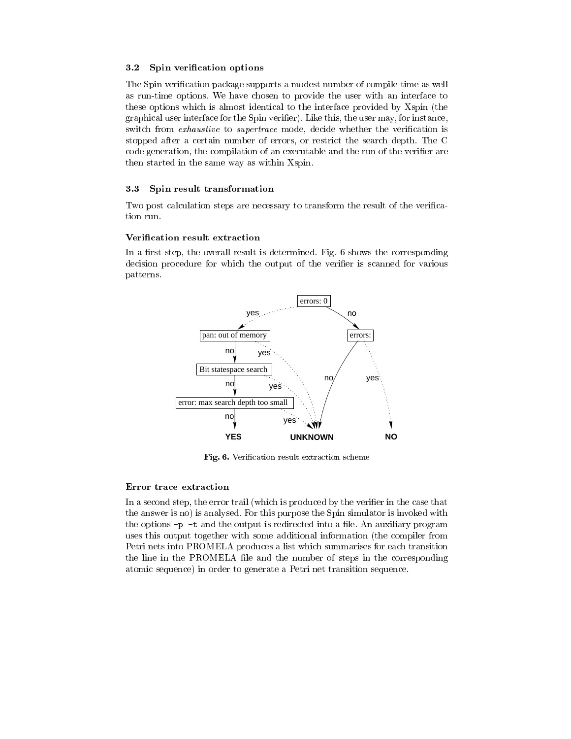### 3.2 Spin verification options

The Spin verification package supports a modest number of compile-time as well as run-time options. We have chosen to provide the user with an interface to these options which is almost identical to the interface provided by Xspin (the graphical user interface for the Spin verifier). Like this, the user may, for instance, switch from *exhaustive* to *supertrace* mode, decide whether the verification is stopped after a certain number of errors, or restrict the search depth. The C code generation, the compilation of an executable and the run of the verifier are then started in the same way as within Xspin.

### 3.3 Spin result transformation

Two post calculation steps are necessary to transform the result of the verification run.

#### Verification result extraction

In a first step, the overall result is determined. Fig. 6 shows the corresponding decision procedure for which the output of the verifier is scanned for various patterns.

**Fig. 6.** Verification result extraction scheme

#### Error trace extraction

In a second step, the error trail (which is produced by the verifier in the case that the answer is no) is analysed. For this purpose the Spin simulator is invoked with the options `-p -t` and the output is redirected into a file. An auxiliary program uses this output together with some additional information (the compiler from Petri nets into PROMELA produces a list which summarises for each transition the line in the PROMELA file and the number of steps in the corresponding atomic sequence) in order to generate a Petri net transition sequence.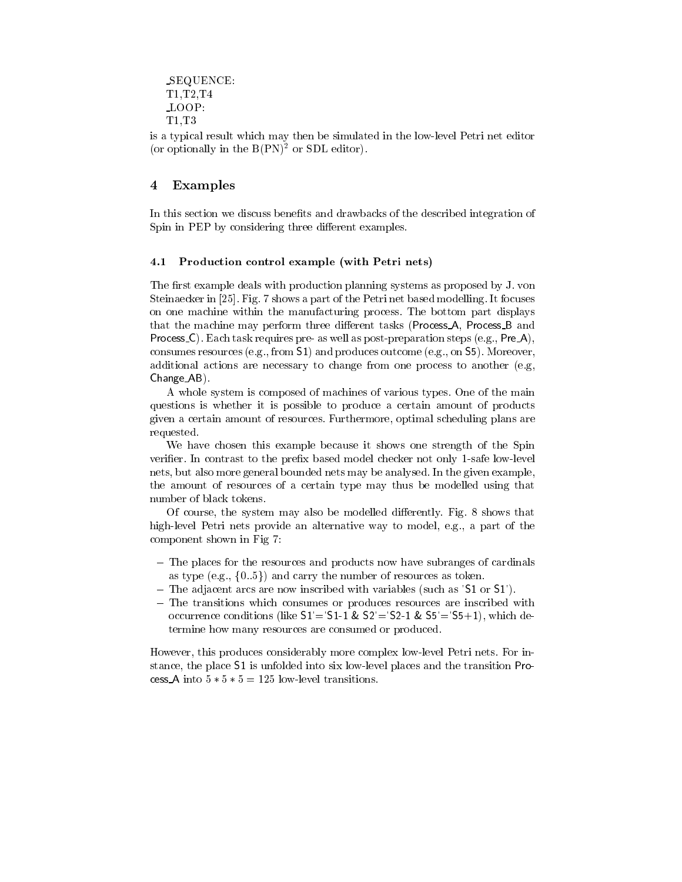_SEQUENCE:
T1,T2,T4
_LOOP:
T1,T3

is a typical result which may then be simulated in the low-level Petri net editor (or optionally in the $B(PN)^2$ or SDL editor).

## 4 Examples

In this section we discuss benefits and drawbacks of the described integration of Spin in PEP by considering three different examples.

### 4.1 Production control example (with Petri nets)

The first example deals with production planning systems as proposed by J. von Steinaecker in [25]. Fig. 7 shows a part of the Petri net based modelling. It focuses on one machine within the manufacturing process. The bottom part displays that the machine may perform three different tasks (Process_A, Process_B and Process_C). Each task requires pre- as well as post-preparation steps (e.g., Pre_A), consumes resources (e.g., from S1) and produces outcome (e.g., on S5). Moreover, additional actions are necessary to change from one process to another (e.g, Change_AB).

A whole system is composed of machines of various types. One of the main questions is whether it is possible to produce a certain amount of products given a certain amount of resources. Furthermore, optimal scheduling plans are requested.

We have chosen this example because it shows one strength of the Spin verifier. In contrast to the prefix based model checker not only 1-safe low-level nets, but also more general bounded nets may be analysed. In the given example, the amount of resources of a certain type may thus be modelled using that number of black tokens.

Of course, the system may also be modelled differently. Fig. 8 shows that high-level Petri nets provide an alternative way to model, e.g., a part of the component shown in Fig 7:

- The places for the resources and products now have subranges of cardinals as type (e.g., $\{0..5\}$) and carry the number of resources as token.
- The adjacent arcs are now inscribed with variables (such as 'S1 or S1').
- The transitions which consumes or produces resources are inscribed with occurrence conditions (like S1'='S1-1 & S2'='S2-1 & S5'='S5+1), which determine how many resources are consumed or produced.

However, this produces considerably more complex low-level Petri nets. For instance, the place S1 is unfolded into six low-level places and the transition Process_A into $5 * 5 * 5 = 125$ low-level transitions.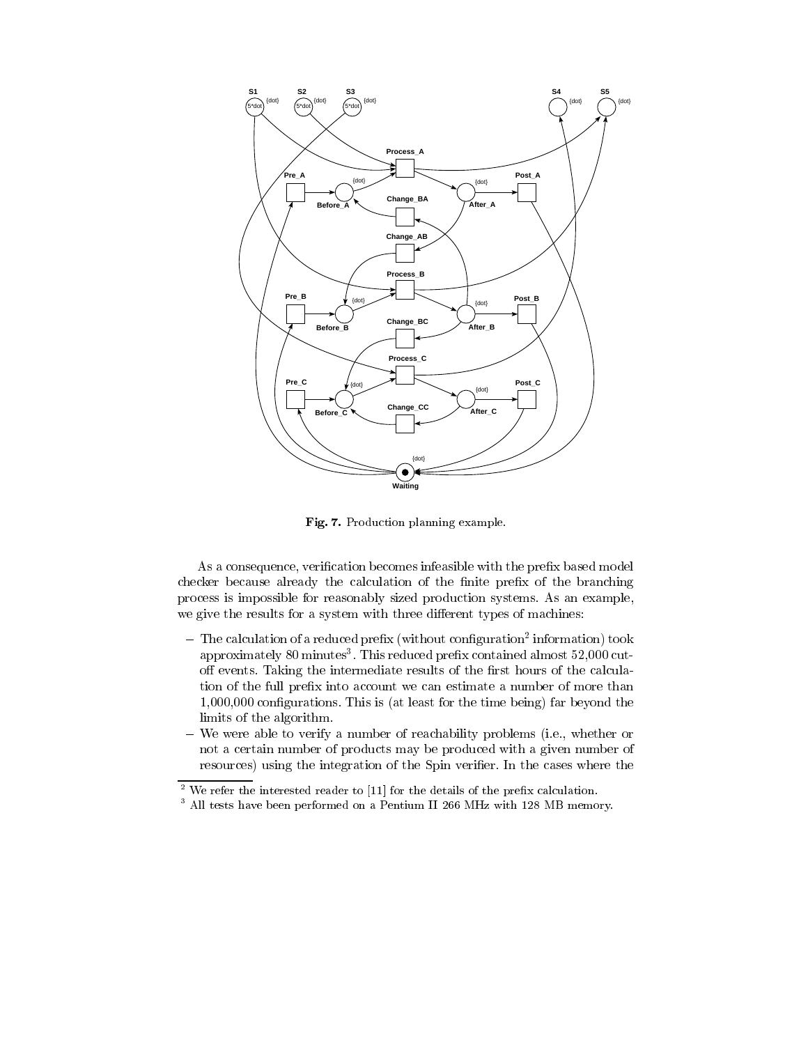**Fig. 7.** Production planning example.

As a consequence, verification becomes infeasible with the prefix based model checker because already the calculation of the finite prefix of the branching process is impossible for reasonably sized production systems. As an example, we give the results for a system with three different types of machines:

- The calculation of a reduced prefix (without configuration[2] information) took approximately 80 minutes[3]. This reduced prefix contained almost 52,000 cut-off events. Taking the intermediate results of the first hours of the calculation of the full prefix into account we can estimate a number of more than 1,000,000 configurations. This is (at least for the time being) far beyond the limits of the algorithm.
- We were able to verify a number of reachability problems (i.e., whether or not a certain number of products may be produced with a given number of resources) using the integration of the Spin verifier. In the cases where the

[2] We refer the interested reader to [11] for the details of the prefix calculation.

[3] All tests have been performed on a Pentium II 266 MHz with 128 MB memory.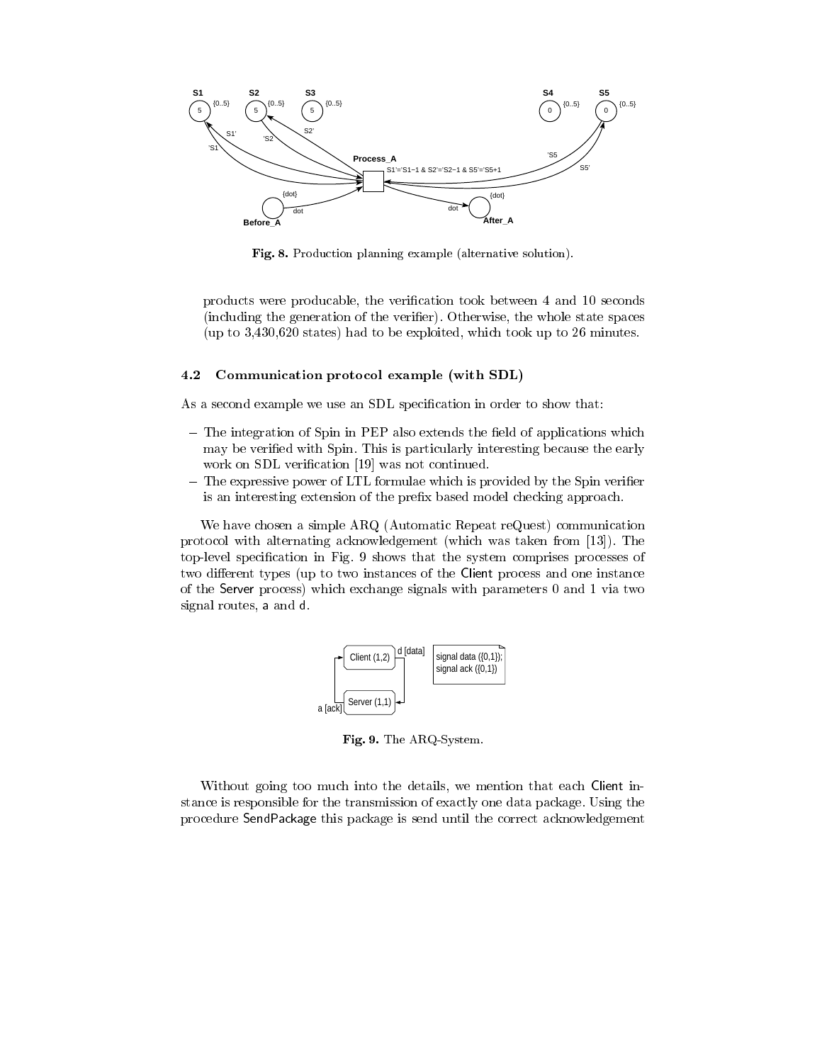**Fig. 8.** Production planning example (alternative solution).

products were producable, the verification took between 4 and 10 seconds (including the generation of the verifier). Otherwise, the whole state spaces (up to 3,430,620 states) had to be exploited, which took up to 26 minutes.

### 4.2 Communication protocol example (with SDL)

As a second example we use an SDL specification in order to show that:

- The integration of Spin in PEP also extends the field of applications which may be verified with Spin. This is particularly interesting because the early work on SDL verification [19] was not continued.
- The expressive power of LTL formulae which is provided by the Spin verifier is an interesting extension of the prefix based model checking approach.

We have chosen a simple ARQ (Automatic Repeat reQuest) communication protocol with alternating acknowledgement (which was taken from [13]). The top-level specification in Fig. 9 shows that the system comprises processes of two different types (up to two instances of the Client process and one instance of the Server process) which exchange signals with parameters 0 and 1 via two signal routes, a and d.

**Fig. 9.** The ARQ-System.

Without going too much into the details, we mention that each Client instance is responsible for the transmission of exactly one data package. Using the procedure SendPackage this package is send until the correct acknowledgement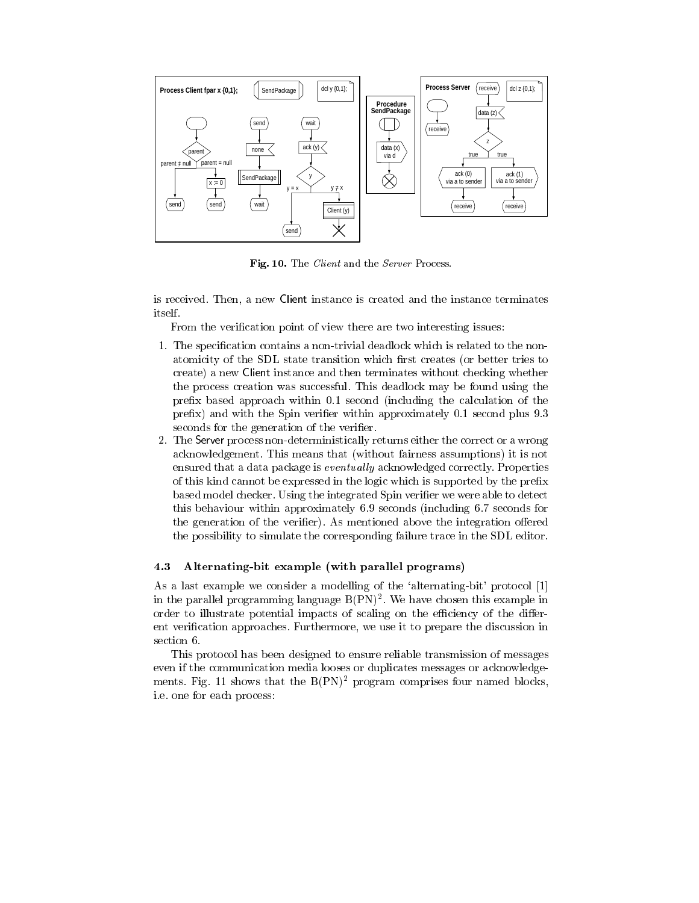**Fig. 10.** The *Client* and the *Server* Process.

is received. Then, a new Client instance is created and the instance terminates itself.

From the verification point of view there are two interesting issues:

1. The specification contains a non-trivial deadlock which is related to the non-atomicity of the SDL state transition which first creates (or better tries to create) a new Client instance and then terminates without checking whether the process creation was successful. This deadlock may be found using the prefix based approach within 0.1 second (including the calculation of the prefix) and with the Spin verifier within approximately 0.1 second plus 9.3 seconds for the generation of the verifier.
2. The Server process non-deterministically returns either the correct or a wrong acknowledgement. This means that (without fairness assumptions) it is not ensured that a data package is *eventually* acknowledged correctly. Properties of this kind cannot be expressed in the logic which is supported by the prefix based model checker. Using the integrated Spin verifier we were able to detect this behaviour within approximately 6.9 seconds (including 6.7 seconds for the generation of the verifier). As mentioned above the integration offered the possibility to simulate the corresponding failure trace in the SDL editor.

### 4.3 Alternating-bit example (with parallel programs)

As a last example we consider a modelling of the 'alternating-bit' protocol [1] in the parallel programming language $B(PN)^2$. We have chosen this example in order to illustrate potential impacts of scaling on the efficiency of the different verification approaches. Furthermore, we use it to prepare the discussion in section 6.

This protocol has been designed to ensure reliable transmission of messages even if the communication media looses or duplicates messages or acknowledgements. Fig. 11 shows that the $B(PN)^2$ program comprises four named blocks, i.e. one for each process: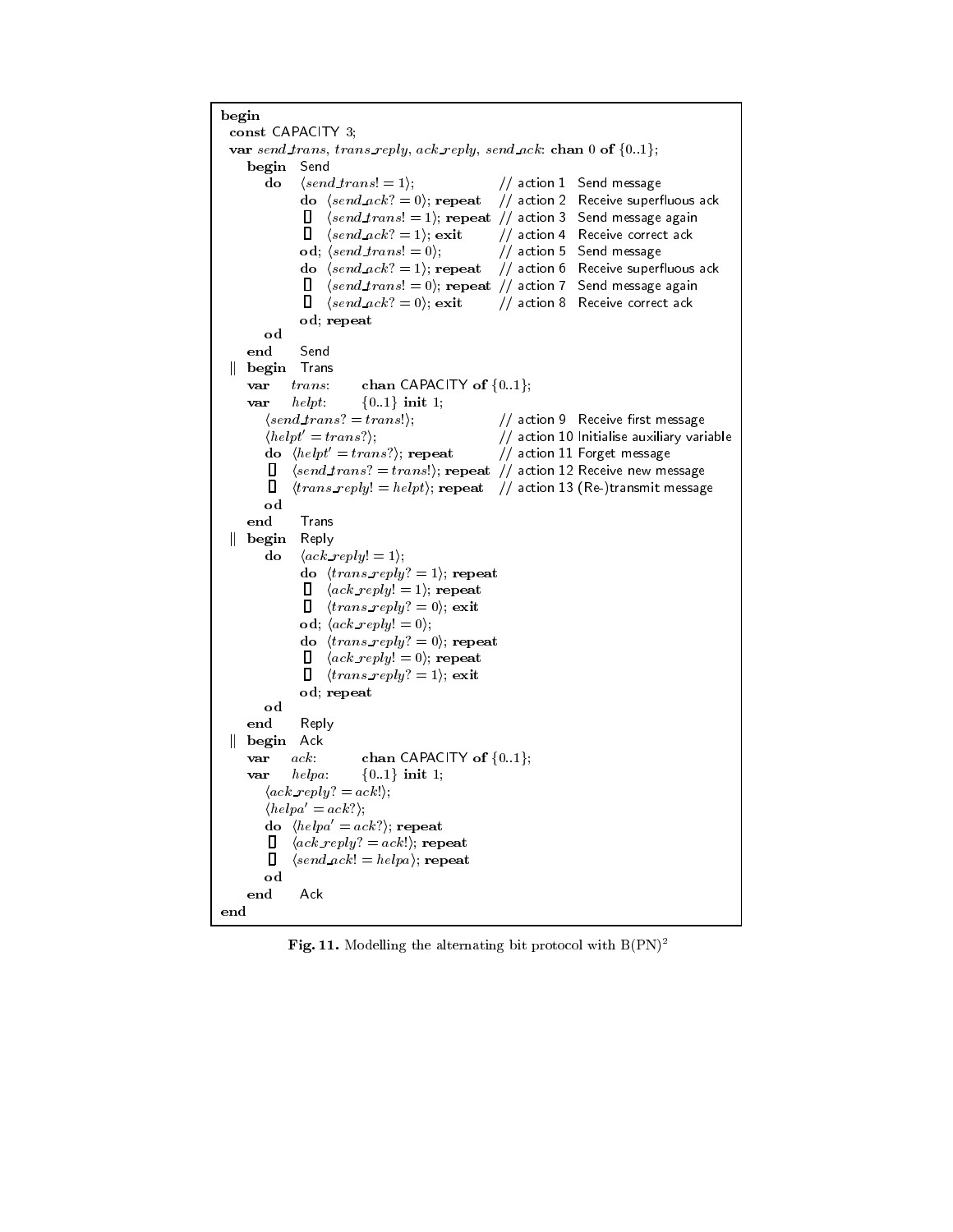```
begin
 const CAPACITY 3;
 var send_trans, trans_reply, ack_reply, send_ack: chan 0 of {0..1};
    begin  Send
       do   ⟨send_trans! = 1⟩;                   // action 1  Send message
            do ⟨send_ack? = 0⟩; repeat           // action 2  Receive superfluous ack
             [] ⟨send_trans! = 1⟩; repeat        // action 3  Send message again
             [] ⟨send_ack? = 1⟩; exit            // action 4  Receive correct ack
            od; ⟨send_trans! = 0⟩;               // action 5  Send message
            do ⟨send_ack? = 1⟩; repeat           // action 6  Receive superfluous ack
             [] ⟨send_trans! = 0⟩; repeat        // action 7  Send message again
             [] ⟨send_ack? = 0⟩; exit            // action 8  Receive correct ack
            od; repeat
       od
    end     Send
 || begin  Trans
    var    trans:      chan CAPACITY of {0..1};
    var    helpt:      {0..1} init 1;
       ⟨send_trans? = trans!⟩;                   // action 9  Receive first message
       ⟨helpt' = trans?⟩;                        // action 10 Initialise auxiliary variable
       do ⟨helpt' = trans?⟩; repeat              // action 11 Forget message
        [] ⟨send_trans? = trans!⟩; repeat        // action 12 Receive new message
        [] ⟨trans_reply! = helpt⟩; repeat        // action 13 (Re-)transmit message
       od
    end     Trans
 || begin  Reply
       do   ⟨ack_reply! = 1⟩;
            do ⟨trans_reply? = 1⟩; repeat
             [] ⟨ack_reply! = 1⟩; repeat
             [] ⟨trans_reply? = 0⟩; exit
            od; ⟨ack_reply! = 0⟩;
            do ⟨trans_reply? = 0⟩; repeat
             [] ⟨ack_reply! = 0⟩; repeat
             [] ⟨trans_reply? = 1⟩; exit
            od; repeat
       od
    end     Reply
 || begin  Ack
    var    ack:        chan CAPACITY of {0..1};
    var    helpa:      {0..1} init 1;
       ⟨ack_reply? = ack!⟩;
       ⟨helpa' = ack?⟩;
       do ⟨helpa' = ack?⟩; repeat
        [] ⟨ack_reply? = ack!⟩; repeat
        [] ⟨send_ack! = helpa⟩; repeat
       od
    end     Ack
end
```

**Fig. 11.** Modelling the alternating bit protocol with $B(PN)^2$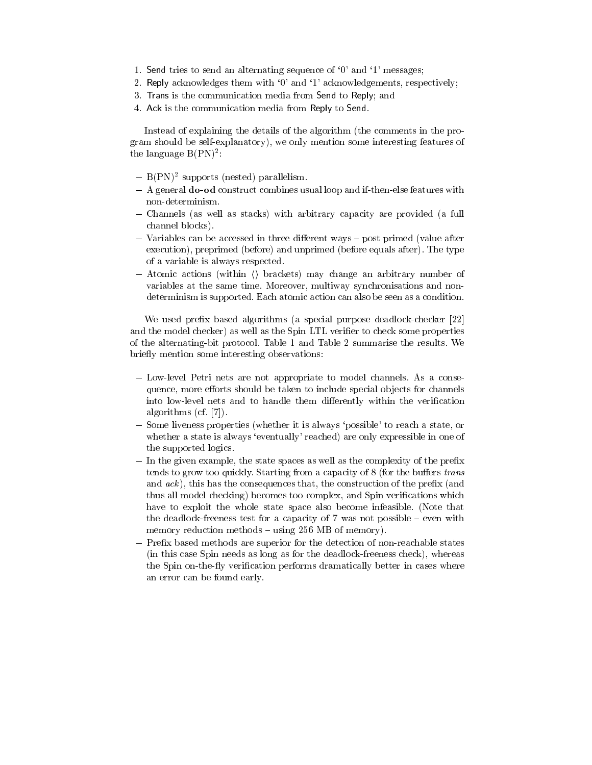1. Send tries to send an alternating sequence of '0' and '1' messages;
2. Reply acknowledges them with '0' and '1' acknowledgements, respectively;
3. Trans is the communication media from Send to Reply; and
4. Ack is the communication media from Reply to Send.

Instead of explaining the details of the algorithm (the comments in the program should be self-explanatory), we only mention some interesting features of the language $B(PN)^2$:

- $B(PN)^2$ supports (nested) parallelism.
- A general **do-od** construct combines usual loop and if-then-else features with non-determinism.
- Channels (as well as stacks) with arbitrary capacity are provided (a full channel blocks).
- Variables can be accessed in three different ways – post primed (value after execution), preprimed (before) and unprimed (before equals after). The type of a variable is always respected.
- Atomic actions (within $\langle\rangle$ brackets) may change an arbitrary number of variables at the same time. Moreover, multiway synchronisations and non-determinism is supported. Each atomic action can also be seen as a condition.

We used prefix based algorithms (a special purpose deadlock-checker [22] and the model checker) as well as the Spin LTL verifier to check some properties of the alternating-bit protocol. Table 1 and Table 2 summarise the results. We briefly mention some interesting observations:

- Low-level Petri nets are not appropriate to model channels. As a consequence, more efforts should be taken to include special objects for channels into low-level nets and to handle them differently within the verification algorithms (cf. [7]).
- Some liveness properties (whether it is always 'possible' to reach a state, or whether a state is always 'eventually' reached) are only expressible in one of the supported logics.
- In the given example, the state spaces as well as the complexity of the prefix tends to grow too quickly. Starting from a capacity of 8 (for the buffers *trans* and *ack*), this has the consequences that, the construction of the prefix (and thus all model checking) becomes too complex, and Spin verifications which have to exploit the whole state space also become infeasible. (Note that the deadlock-freeness test for a capacity of 7 was not possible – even with memory reduction methods – using 256 MB of memory).
- Prefix based methods are superior for the detection of non-reachable states (in this case Spin needs as long as for the deadlock-freeness check), whereas the Spin on-the-fly verification performs dramatically better in cases where an error can be found early.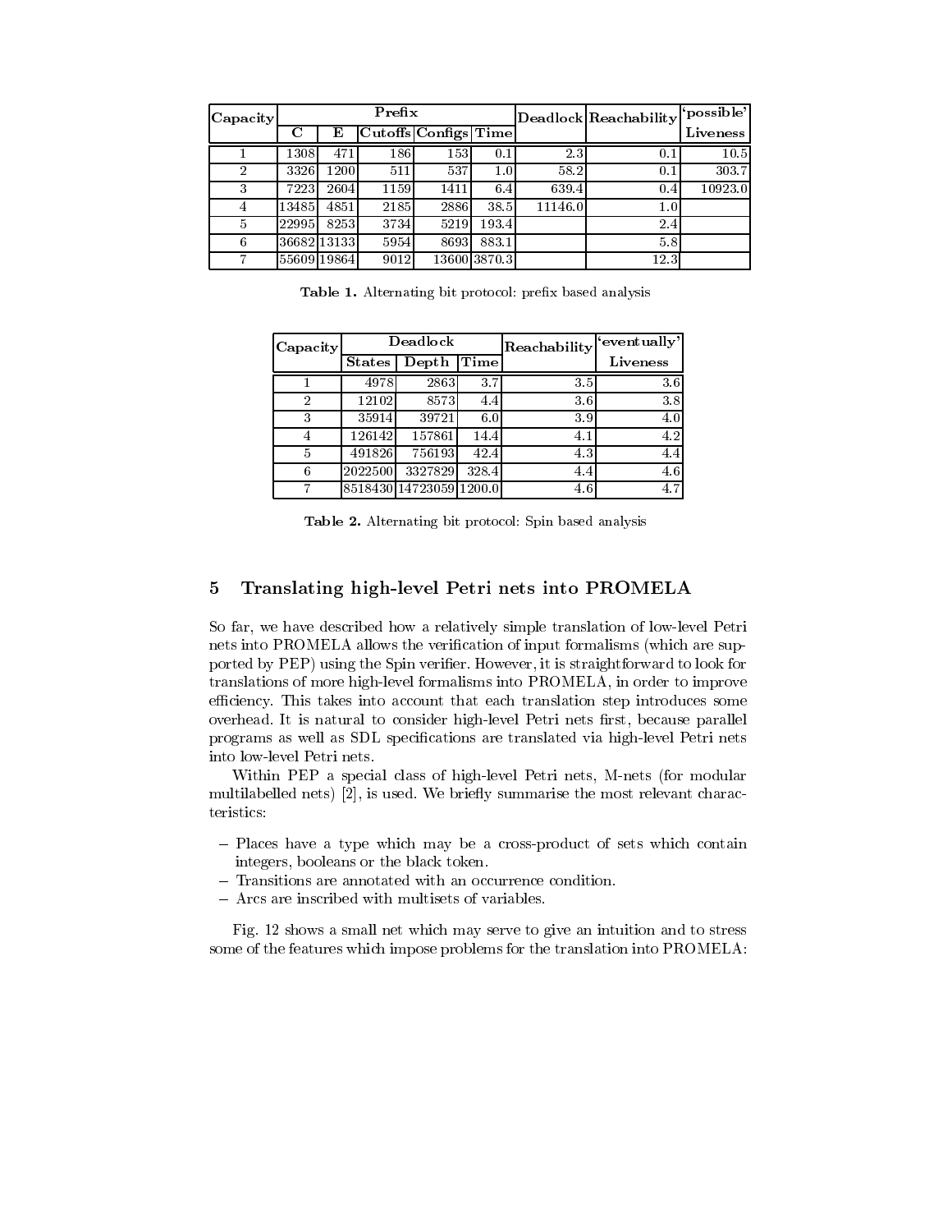| Capacity | Prefix | | | | | Deadlock | Reachability | 'possible' |
|---|---|---|---|---|---|---|---|---|
| | C | E | Cutoffs | Configs | Time | | | Liveness |
| 1 | 1308 | 471 | 186 | 153 | 0.1 | 2.3 | 0.1 | 10.5 |
| 2 | 3326 | 1200 | 511 | 537 | 1.0 | 58.2 | 0.1 | 303.7 |
| 3 | 7223 | 2604 | 1159 | 1411 | 6.4 | 639.4 | 0.4 | 10923.0 |
| 4 | 13485 | 4851 | 2185 | 2886 | 38.5 | 11146.0 | 1.0 | |
| 5 | 22995 | 8253 | 3734 | 5219 | 193.4 | | 2.4 | |
| 6 | 36682 | 13133 | 5954 | 8693 | 883.1 | | 5.8 | |
| 7 | 55609 | 19864 | 9012 | 13600 | 3870.3 | | 12.3 | |

**Table 1.** Alternating bit protocol: prefix based analysis

| Capacity | Deadlock | | | Reachability | 'eventually' |
|---|---|---|---|---|---|
| | States | Depth | Time | | Liveness |
| 1 | 4978 | 2863 | 3.7 | 3.5 | 3.6 |
| 2 | 12102 | 8573 | 4.4 | 3.6 | 3.8 |
| 3 | 35914 | 39721 | 6.0 | 3.9 | 4.0 |
| 4 | 126142 | 157861 | 14.4 | 4.1 | 4.2 |
| 5 | 491826 | 756193 | 42.4 | 4.3 | 4.4 |
| 6 | 2022500 | 3327829 | 328.4 | 4.4 | 4.6 |
| 7 | 8518430 | 14723059 | 1200.0 | 4.6 | 4.7 |

**Table 2.** Alternating bit protocol: Spin based analysis

## 5 Translating high-level Petri nets into PROMELA

So far, we have described how a relatively simple translation of low-level Petri nets into PROMELA allows the verification of input formalisms (which are supported by PEP) using the Spin verifier. However, it is straightforward to look for translations of more high-level formalisms into PROMELA, in order to improve efficiency. This takes into account that each translation step introduces some overhead. It is natural to consider high-level Petri nets first, because parallel programs as well as SDL specifications are translated via high-level Petri nets into low-level Petri nets.

Within PEP a special class of high-level Petri nets, M-nets (for modular multilabelled nets) [2], is used. We briefly summarise the most relevant characteristics:

- Places have a type which may be a cross-product of sets which contain integers, booleans or the black token.
- Transitions are annotated with an occurrence condition.
- Arcs are inscribed with multisets of variables.

Fig. 12 shows a small net which may serve to give an intuition and to stress some of the features which impose problems for the translation into PROMELA: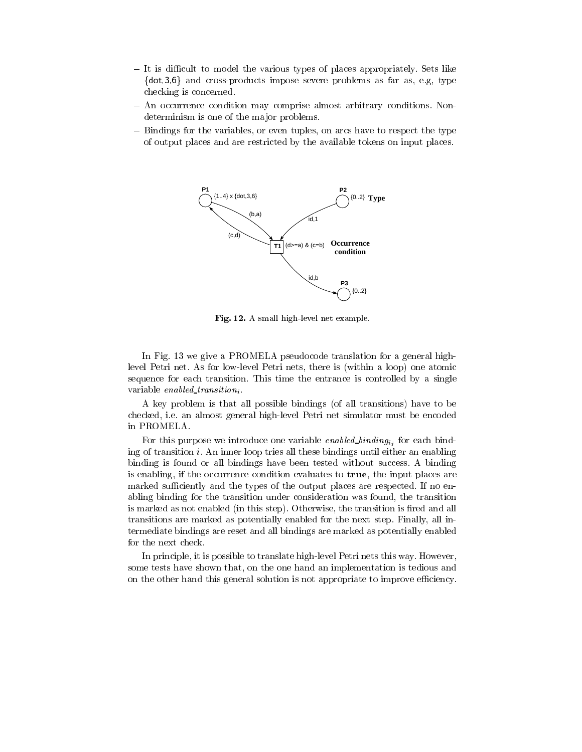- It is difficult to model the various types of places appropriately. Sets like {dot,3,6} and cross-products impose severe problems as far as, e.g, type checking is concerned.
- An occurrence condition may comprise almost arbitrary conditions. Non-determinism is one of the major problems.
- Bindings for the variables, or even tuples, on arcs have to respect the type of output places and are restricted by the available tokens on input places.

**Fig. 12.** A small high-level net example.

In Fig. 13 we give a PROMELA pseudocode translation for a general high-level Petri net. As for low-level Petri nets, there is (within a loop) one atomic sequence for each transition. This time the entrance is controlled by a single variable $enabled\_transition_i$.

A key problem is that all possible bindings (of all transitions) have to be checked, i.e. an almost general high-level Petri net simulator must be encoded in PROMELA.

For this purpose we introduce one variable $enabled\_binding_{ij}$ for each binding of transition $i$. An inner loop tries all these bindings until either an enabling binding is found or all bindings have been tested without success. A binding is enabling, if the occurrence condition evaluates to **true**, the input places are marked sufficiently and the types of the output places are respected. If no enabling binding for the transition under consideration was found, the transition is marked as not enabled (in this step). Otherwise, the transition is fired and all transitions are marked as potentially enabled for the next step. Finally, all intermediate bindings are reset and all bindings are marked as potentially enabled for the next check.

In principle, it is possible to translate high-level Petri nets this way. However, some tests have shown that, on the one hand an implementation is tedious and on the other hand this general solution is not appropriate to improve efficiency.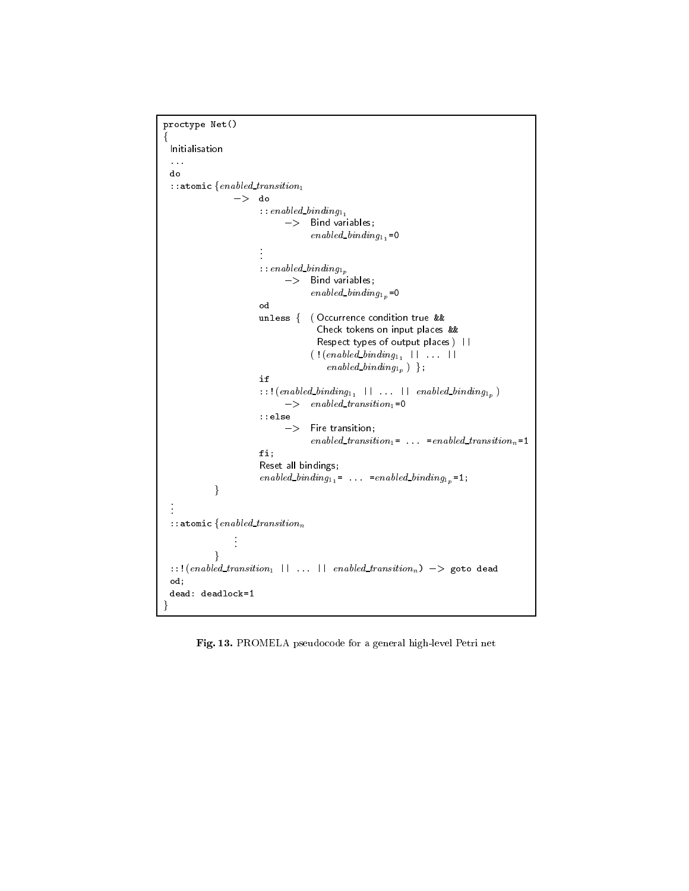```
proctype Net()
{
 Initialisation
 ...
 do
 ::atomic {enabled_transition_1
             -> do
                ::enabled_binding_1_1
                     -> Bind variables;
                        enabled_binding_1_1=0
                 ⋮
                ::enabled_binding_1_p
                     -> Bind variables;
                        enabled_binding_1_p=0
                od
                unless { ( Occurrence condition true &&
                           Check tokens on input places &&
                           Respect types of output places ) ||
                         ( !(enabled_binding_1_1 || ... ||
                             enabled_binding_1_p ) };
                if
                ::!(enabled_binding_1_1 || ... || enabled_binding_1_p )
                     -> enabled_transition_1=0
                ::else
                     -> Fire transition;
                        enabled_transition_1= ... =enabled_transition_n=1
                fi;
                Reset all bindings;
                enabled_binding_1_1= ... =enabled_binding_1_p=1;
          }
 ⋮
 ::atomic {enabled_transition_n
               ⋮
          }
 ::!(enabled_transition_1 || ... || enabled_transition_n) -> goto dead
 od;
 dead: deadlock=1
}
```

**Fig. 13.** PROMELA pseudocode for a general high-level Petri net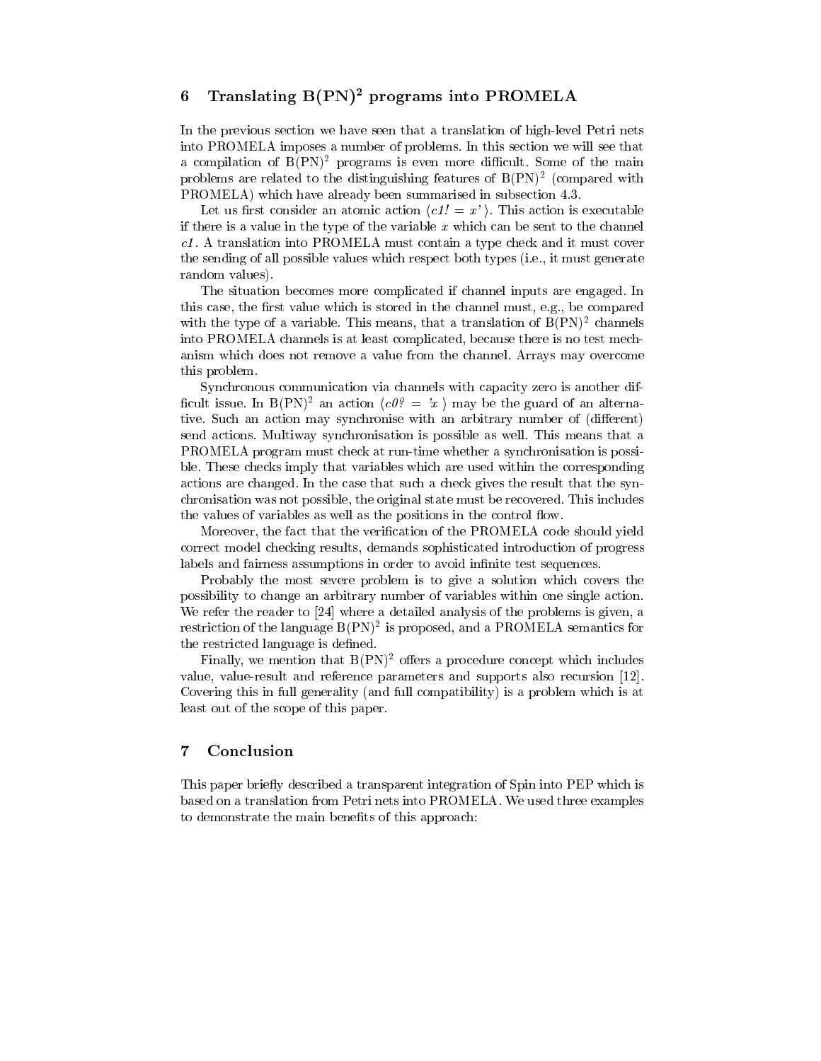## 6 Translating $B(PN)^2$ programs into PROMELA

In the previous section we have seen that a translation of high-level Petri nets into PROMELA imposes a number of problems. In this section we will see that a compilation of $B(PN)^2$ programs is even more difficult. Some of the main problems are related to the distinguishing features of $B(PN)^2$ (compared with PROMELA) which have already been summarised in subsection 4.3.

Let us first consider an atomic action ⟨*c1! = x'* ⟩. This action is executable if there is a value in the type of the variable *x* which can be sent to the channel *c1*. A translation into PROMELA must contain a type check and it must cover the sending of all possible values which respect both types (i.e., it must generate random values).

The situation becomes more complicated if channel inputs are engaged. In this case, the first value which is stored in the channel must, e.g., be compared with the type of a variable. This means, that a translation of $B(PN)^2$ channels into PROMELA channels is at least complicated, because there is no test mechanism which does not remove a value from the channel. Arrays may overcome this problem.

Synchronous communication via channels with capacity zero is another difficult issue. In $B(PN)^2$ an action ⟨*c0? = 'x* ⟩ may be the guard of an alternative. Such an action may synchronise with an arbitrary number of (different) send actions. Multiway synchronisation is possible as well. This means that a PROMELA program must check at run-time whether a synchronisation is possible. These checks imply that variables which are used within the corresponding actions are changed. In the case that such a check gives the result that the synchronisation was not possible, the original state must be recovered. This includes the values of variables as well as the positions in the control flow.

Moreover, the fact that the verification of the PROMELA code should yield correct model checking results, demands sophisticated introduction of progress labels and fairness assumptions in order to avoid infinite test sequences.

Probably the most severe problem is to give a solution which covers the possibility to change an arbitrary number of variables within one single action. We refer the reader to [24] where a detailed analysis of the problems is given, a restriction of the language $B(PN)^2$ is proposed, and a PROMELA semantics for the restricted language is defined.

Finally, we mention that $B(PN)^2$ offers a procedure concept which includes value, value-result and reference parameters and supports also recursion [12]. Covering this in full generality (and full compatibility) is a problem which is at least out of the scope of this paper.

## 7 Conclusion

This paper briefly described a transparent integration of Spin into PEP which is based on a translation from Petri nets into PROMELA. We used three examples to demonstrate the main benefits of this approach: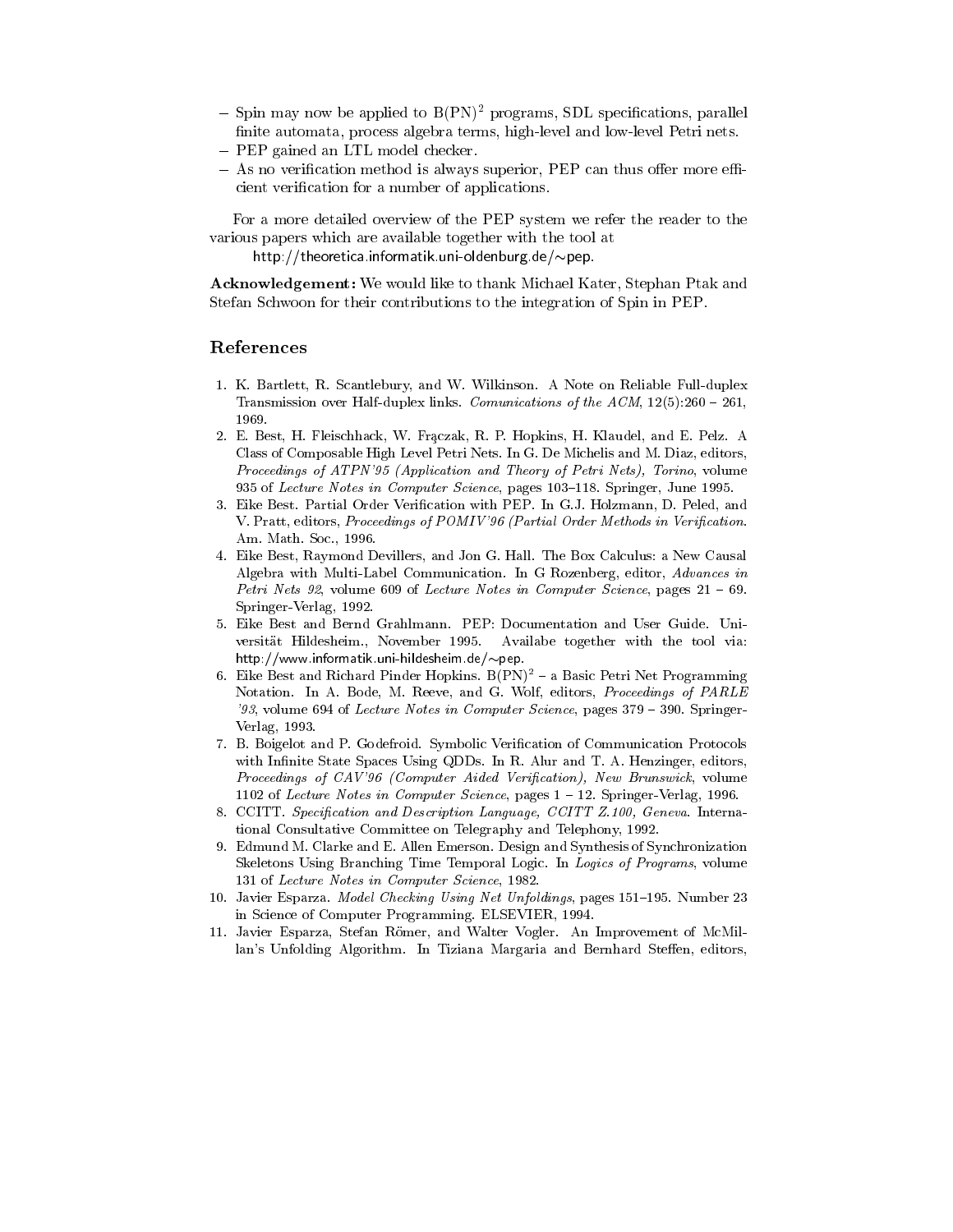- Spin may now be applied to $B(PN)^2$ programs, SDL specifications, parallel finite automata, process algebra terms, high-level and low-level Petri nets.
- PEP gained an LTL model checker.
- As no verification method is always superior, PEP can thus offer more efficient verification for a number of applications.

For a more detailed overview of the PEP system we refer the reader to the various papers which are available together with the tool at

http://theoretica.informatik.uni-oldenburg.de/∼pep.

**Acknowledgement:** We would like to thank Michael Kater, Stephan Ptak and Stefan Schwoon for their contributions to the integration of Spin in PEP.

## References

1. K. Bartlett, R. Scantlebury, and W. Wilkinson. A Note on Reliable Full-duplex Transmission over Half-duplex links. *Communications of the ACM*, 12(5):260 – 261, 1969.
2. E. Best, H. Fleischhack, W. Frączak, R. P. Hopkins, H. Klaudel, and E. Pelz. A Class of Composable High Level Petri Nets. In G. De Michelis and M. Diaz, editors, *Proceedings of ATPN'95 (Application and Theory of Petri Nets), Torino*, volume 935 of *Lecture Notes in Computer Science*, pages 103–118. Springer, June 1995.
3. Eike Best. Partial Order Verification with PEP. In G.J. Holzmann, D. Peled, and V. Pratt, editors, *Proceedings of POMIV'96 (Partial Order Methods in Verification*. Am. Math. Soc., 1996.
4. Eike Best, Raymond Devillers, and Jon G. Hall. The Box Calculus: a New Causal Algebra with Multi-Label Communication. In G Rozenberg, editor, *Advances in Petri Nets 92*, volume 609 of *Lecture Notes in Computer Science*, pages 21 – 69. Springer-Verlag, 1992.
5. Eike Best and Bernd Grahlmann. PEP: Documentation and User Guide. Universität Hildesheim., November 1995. Availabe together with the tool via: http://www.informatik.uni-hildesheim.de/∼pep.
6. Eike Best and Richard Pinder Hopkins. $B(PN)^2$ – a Basic Petri Net Programming Notation. In A. Bode, M. Reeve, and G. Wolf, editors, *Proceedings of PARLE '93*, volume 694 of *Lecture Notes in Computer Science*, pages 379 – 390. Springer-Verlag, 1993.
7. B. Boigelot and P. Godefroid. Symbolic Verification of Communication Protocols with Infinite State Spaces Using QDDs. In R. Alur and T. A. Henzinger, editors, *Proceedings of CAV'96 (Computer Aided Verification), New Brunswick*, volume 1102 of *Lecture Notes in Computer Science*, pages 1 – 12. Springer-Verlag, 1996.
8. CCITT. *Specification and Description Language, CCITT Z.100, Geneva*. International Consultative Committee on Telegraphy and Telephony, 1992.
9. Edmund M. Clarke and E. Allen Emerson. Design and Synthesis of Synchronization Skeletons Using Branching Time Temporal Logic. In *Logics of Programs*, volume 131 of *Lecture Notes in Computer Science*, 1982.
10. Javier Esparza. *Model Checking Using Net Unfoldings*, pages 151–195. Number 23 in Science of Computer Programming. ELSEVIER, 1994.
11. Javier Esparza, Stefan Römer, and Walter Vogler. An Improvement of McMillan's Unfolding Algorithm. In Tiziana Margaria and Bernhard Steffen, editors,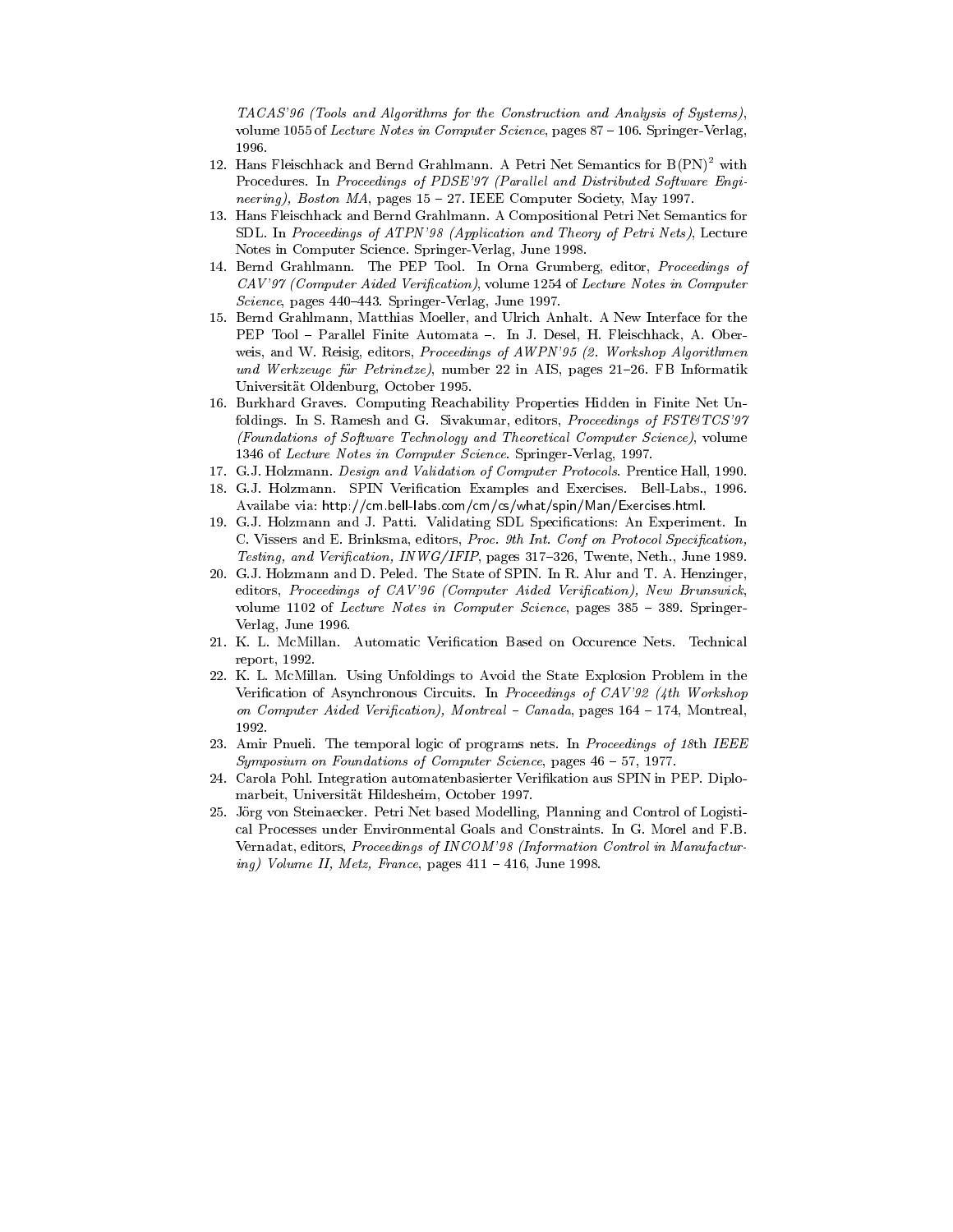*TACAS'96 (Tools and Algorithms for the Construction and Analysis of Systems)*, volume 1055 of *Lecture Notes in Computer Science*, pages 87 – 106. Springer-Verlag, 1996.

12. Hans Fleischhack and Bernd Grahlmann. A Petri Net Semantics for B(PN)$^2$ with Procedures. In *Proceedings of PDSE'97 (Parallel and Distributed Software Engineering), Boston MA*, pages 15 – 27. IEEE Computer Society, May 1997.
13. Hans Fleischhack and Bernd Grahlmann. A Compositional Petri Net Semantics for SDL. In *Proceedings of ATPN'98 (Application and Theory of Petri Nets)*, Lecture Notes in Computer Science. Springer-Verlag, June 1998.
14. Bernd Grahlmann. The PEP Tool. In Orna Grumberg, editor, *Proceedings of CAV'97 (Computer Aided Verification)*, volume 1254 of *Lecture Notes in Computer Science*, pages 440–443. Springer-Verlag, June 1997.
15. Bernd Grahlmann, Matthias Moeller, and Ulrich Anhalt. A New Interface for the PEP Tool – Parallel Finite Automata –. In J. Desel, H. Fleischhack, A. Oberweis, and W. Reisig, editors, *Proceedings of AWPN'95 (2. Workshop Algorithmen und Werkzeuge für Petrinetze)*, number 22 in AIS, pages 21–26. FB Informatik Universität Oldenburg, October 1995.
16. Burkhard Graves. Computing Reachability Properties Hidden in Finite Net Unfoldings. In S. Ramesh and G. Sivakumar, editors, *Proceedings of FST&TCS'97 (Foundations of Software Technology and Theoretical Computer Science)*, volume 1346 of *Lecture Notes in Computer Science*. Springer-Verlag, 1997.
17. G.J. Holzmann. *Design and Validation of Computer Protocols*. Prentice Hall, 1990.
18. G.J. Holzmann. SPIN Verification Examples and Exercises. Bell-Labs., 1996. Availabe via: http://cm.bell-labs.com/cm/cs/what/spin/Man/Exercises.html.
19. G.J. Holzmann and J. Patti. Validating SDL Specifications: An Experiment. In C. Vissers and E. Brinksma, editors, *Proc. 9th Int. Conf on Protocol Specification, Testing, and Verification, INWG/IFIP*, pages 317–326, Twente, Neth., June 1989.
20. G.J. Holzmann and D. Peled. The State of SPIN. In R. Alur and T. A. Henzinger, editors, *Proceedings of CAV'96 (Computer Aided Verification), New Brunswick*, volume 1102 of *Lecture Notes in Computer Science*, pages 385 – 389. Springer-Verlag, June 1996.
21. K. L. McMillan. Automatic Verification Based on Occurence Nets. Technical report, 1992.
22. K. L. McMillan. Using Unfoldings to Avoid the State Explosion Problem in the Verification of Asynchronous Circuits. In *Proceedings of CAV'92 (4th Workshop on Computer Aided Verification), Montreal – Canada*, pages 164 – 174, Montreal, 1992.
23. Amir Pnueli. The temporal logic of programs nets. In *Proceedings of 18*th *IEEE Symposium on Foundations of Computer Science*, pages 46 – 57, 1977.
24. Carola Pohl. Integration automatenbasierter Verifikation aus SPIN in PEP. Diplomarbeit, Universität Hildesheim, October 1997.
25. Jörg von Steinaecker. Petri Net based Modelling, Planning and Control of Logistical Processes under Environmental Goals and Constraints. In G. Morel and F.B. Vernadat, editors, *Proceedings of INCOM'98 (Information Control in Manufacturing) Volume II, Metz, France*, pages 411 – 416, June 1998.